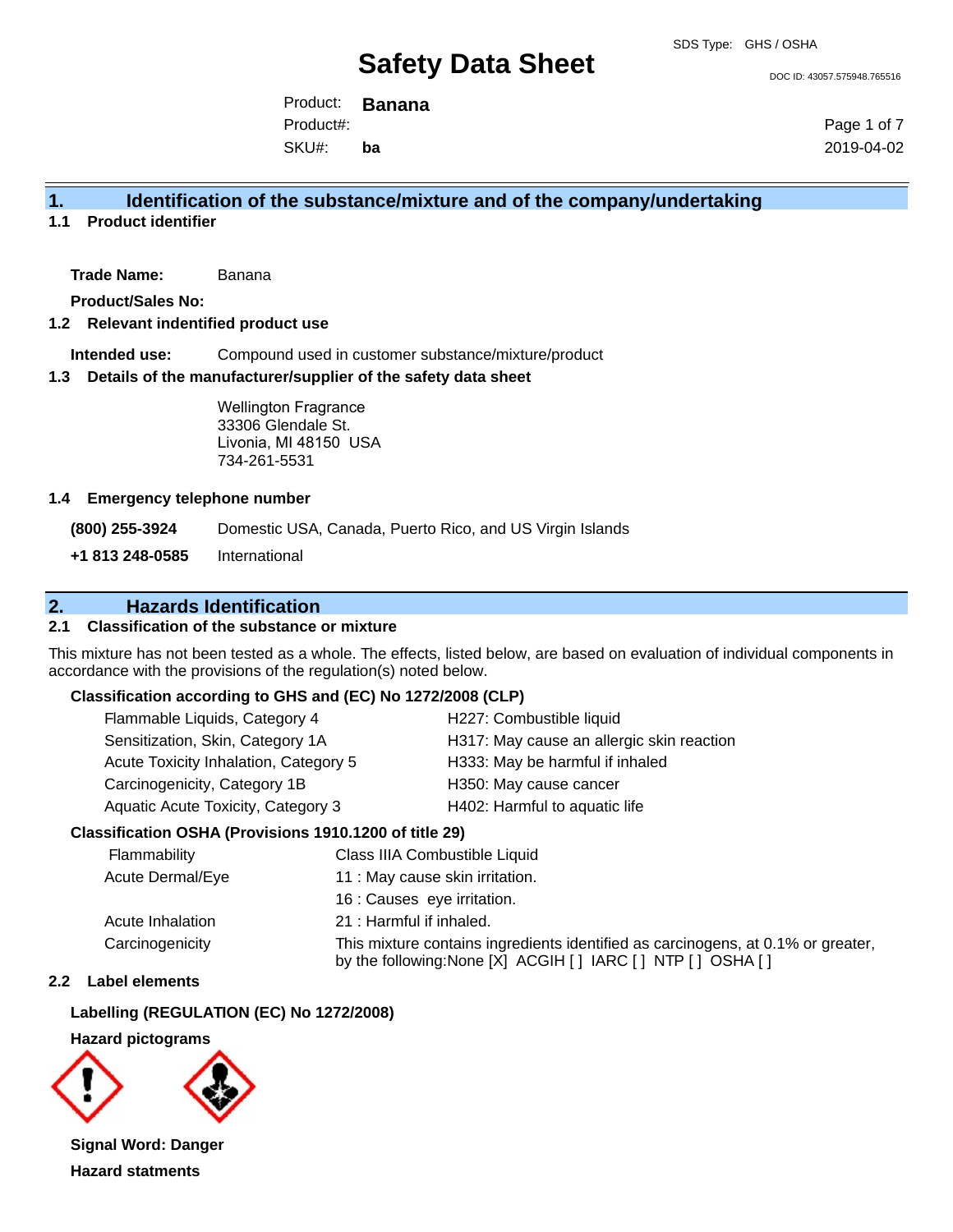# Safety Data Sheet

SDS Type: GHS / OSHA

DOC ID: 43057.575948.765516

Product: **Banana**
Product#:
SKU#: **ba**

2019-04-02

## 1. Identification of the substance/mixture and of the company/undertaking

### 1.1 Product identifier

**Trade Name:** Banana

**Product/Sales No:**

### 1.2 Relevant indentified product use

**Intended use:** Compound used in customer substance/mixture/product

### 1.3 Details of the manufacturer/supplier of the safety data sheet

Wellington Fragrance
33306 Glendale St.
Livonia, MI 48150 USA
734-261-5531

### 1.4 Emergency telephone number

**(800) 255-3924** Domestic USA, Canada, Puerto Rico, and US Virgin Islands

**+1 813 248-0585** International

## 2. Hazards Identification

### 2.1 Classification of the substance or mixture

This mixture has not been tested as a whole. The effects, listed below, are based on evaluation of individual components in accordance with the provisions of the regulation(s) noted below.

**Classification according to GHS and (EC) No 1272/2008 (CLP)**

| | |
|---|---|
| Flammable Liquids, Category 4 | H227: Combustible liquid |
| Sensitization, Skin, Category 1A | H317: May cause an allergic skin reaction |
| Acute Toxicity Inhalation, Category 5 | H333: May be harmful if inhaled |
| Carcinogenicity, Category 1B | H350: May cause cancer |
| Aquatic Acute Toxicity, Category 3 | H402: Harmful to aquatic life |

**Classification OSHA (Provisions 1910.1200 of title 29)**

| | |
|---|---|
| Flammability | Class IIIA Combustible Liquid |
| Acute Dermal/Eye | 11 : May cause skin irritation. |
| | 16 : Causes eye irritation. |
| Acute Inhalation | 21 : Harmful if inhaled. |
| Carcinogenicity | This mixture contains ingredients identified as carcinogens, at 0.1% or greater, by the following:None [X] ACGIH [ ] IARC [ ] NTP [ ] OSHA [ ] |

### 2.2 Label elements

**Labelling (REGULATION (EC) No 1272/2008)**

**Hazard pictograms**

**Signal Word: Danger**

**Hazard statments**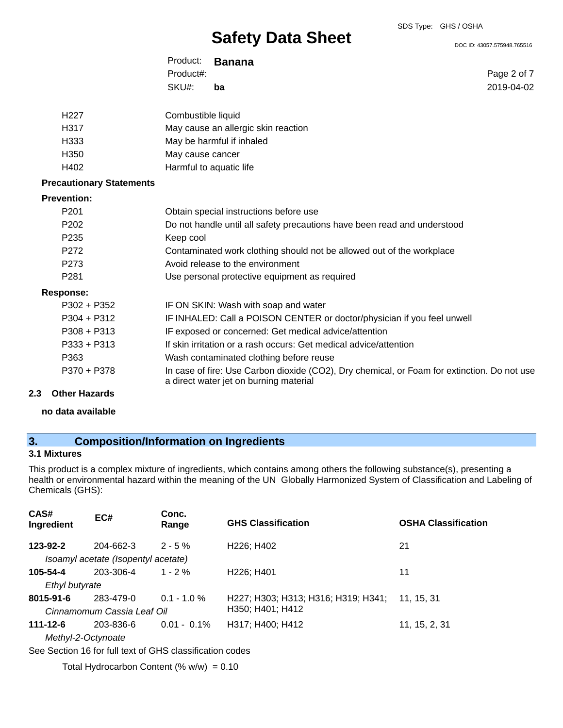| | |
|---|---|
| H227 | Combustible liquid |
| H317 | May cause an allergic skin reaction |
| H333 | May be harmful if inhaled |
| H350 | May cause cancer |
| H402 | Harmful to aquatic life |

**Precautionary Statements**

**Prevention:**

| | |
|---|---|
| P201 | Obtain special instructions before use |
| P202 | Do not handle until all safety precautions have been read and understood |
| P235 | Keep cool |
| P272 | Contaminated work clothing should not be allowed out of the workplace |
| P273 | Avoid release to the environment |
| P281 | Use personal protective equipment as required |

**Response:**

| | |
|---|---|
| P302 + P352 | IF ON SKIN: Wash with soap and water |
| P304 + P312 | IF INHALED: Call a POISON CENTER or doctor/physician if you feel unwell |
| P308 + P313 | IF exposed or concerned: Get medical advice/attention |
| P333 + P313 | If skin irritation or a rash occurs: Get medical advice/attention |
| P363 | Wash contaminated clothing before reuse |
| P370 + P378 | In case of fire: Use Carbon dioxide ($CO_2$), Dry chemical, or Foam for extinction. Do not use a direct water jet on burning material |

### 2.3 Other Hazards

**no data available**

## 3. Composition/Information on Ingredients

### 3.1 Mixtures

This product is a complex mixture of ingredients, which contains among others the following substance(s), presenting a health or environmental hazard within the meaning of the UN Globally Harmonized System of Classification and Labeling of Chemicals (GHS):

| CAS# Ingredient | EC# | Conc. Range | GHS Classification | OSHA Classification |
|---|---|---|---|---|
| **123-92-2** *Isoamyl acetate (Isopentyl acetate)* | 204-662-3 | 2 - 5 % | H226; H402 | 21 |
| **105-54-4** *Ethyl butyrate* | 203-306-4 | 1 - 2 % | H226; H401 | 11 |
| **8015-91-6** *Cinnamomum Cassia Leaf Oil* | 283-479-0 | 0.1 - 1.0 % | H227; H303; H313; H316; H319; H341; H350; H401; H412 | 11, 15, 31 |
| **111-12-6** *Methyl-2-Octynoate* | 203-836-6 | 0.01 - 0.1% | H317; H400; H412 | 11, 15, 2, 31 |

See Section 16 for full text of GHS classification codes

Total Hydrocarbon Content (% w/w) = 0.10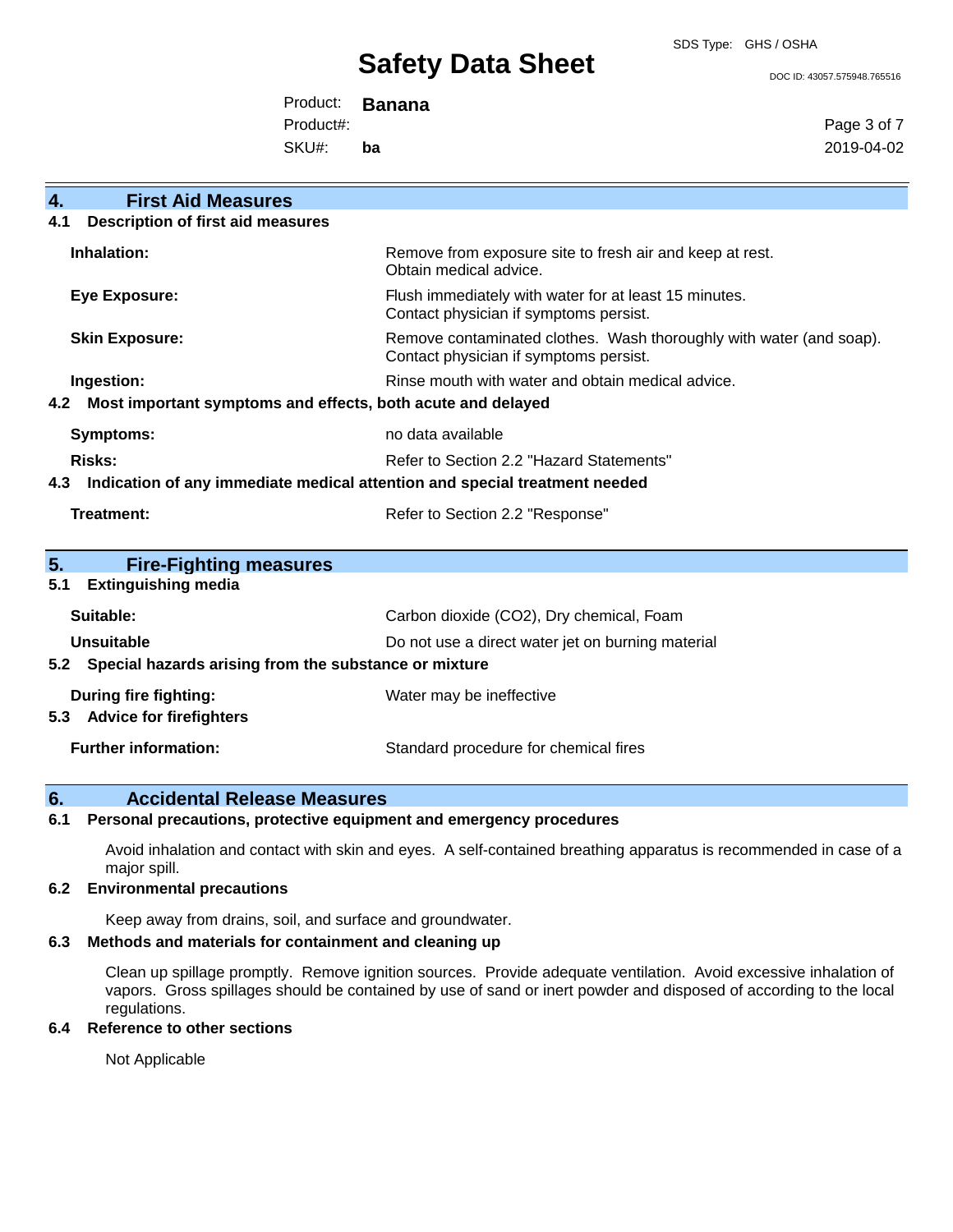## 4. First Aid Measures

### 4.1 Description of first aid measures

| | |
|---|---|
| **Inhalation:** | Remove from exposure site to fresh air and keep at rest. Obtain medical advice. |
| **Eye Exposure:** | Flush immediately with water for at least 15 minutes. Contact physician if symptoms persist. |
| **Skin Exposure:** | Remove contaminated clothes. Wash thoroughly with water (and soap). Contact physician if symptoms persist. |
| **Ingestion:** | Rinse mouth with water and obtain medical advice. |

### 4.2 Most important symptoms and effects, both acute and delayed

| | |
|---|---|
| **Symptoms:** | no data available |
| **Risks:** | Refer to Section 2.2 "Hazard Statements" |

### 4.3 Indication of any immediate medical attention and special treatment needed

| | |
|---|---|
| **Treatment:** | Refer to Section 2.2 "Response" |

## 5. Fire-Fighting measures

### 5.1 Extinguishing media

| | |
|---|---|
| **Suitable:** | Carbon dioxide ($CO_2$), Dry chemical, Foam |
| **Unsuitable** | Do not use a direct water jet on burning material |

### 5.2 Special hazards arising from the substance or mixture

| | |
|---|---|
| **During fire fighting:** | Water may be ineffective |

### 5.3 Advice for firefighters

| | |
|---|---|
| **Further information:** | Standard procedure for chemical fires |

## 6. Accidental Release Measures

### 6.1 Personal precautions, protective equipment and emergency procedures

Avoid inhalation and contact with skin and eyes. A self-contained breathing apparatus is recommended in case of a major spill.

### 6.2 Environmental precautions

Keep away from drains, soil, and surface and groundwater.

### 6.3 Methods and materials for containment and cleaning up

Clean up spillage promptly. Remove ignition sources. Provide adequate ventilation. Avoid excessive inhalation of vapors. Gross spillages should be contained by use of sand or inert powder and disposed of according to the local regulations.

### 6.4 Reference to other sections

Not Applicable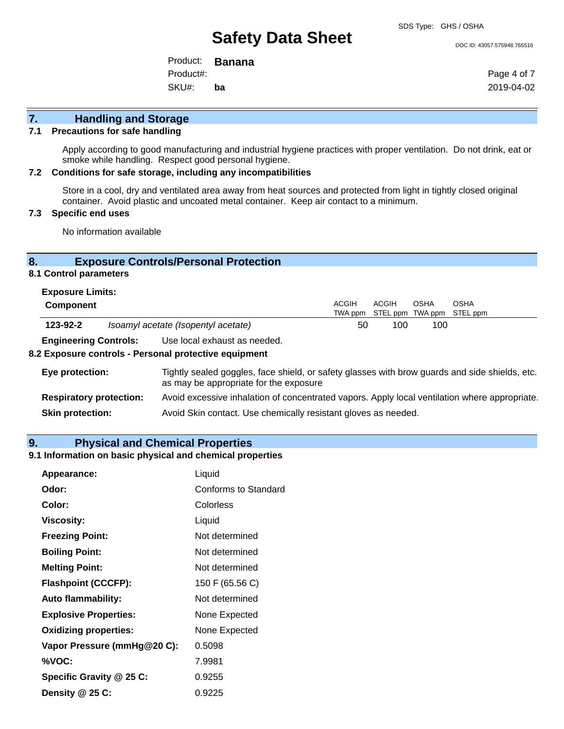## 7. Handling and Storage

### 7.1 Precautions for safe handling

Apply according to good manufacturing and industrial hygiene practices with proper ventilation. Do not drink, eat or smoke while handling. Respect good personal hygiene.

### 7.2 Conditions for safe storage, including any incompatibilities

Store in a cool, dry and ventilated area away from heat sources and protected from light in tightly closed original container. Avoid plastic and uncoated metal container. Keep air contact to a minimum.

### 7.3 Specific end uses

No information available

## 8. Exposure Controls/Personal Protection

### 8.1 Control parameters

**Exposure Limits:**

| Component | | ACGIH TWA ppm | ACGIH STEL ppm | OSHA TWA ppm | OSHA STEL ppm |
|---|---|---|---|---|---|
| **123-92-2** | *Isoamyl acetate (Isopentyl acetate)* | 50 | 100 | 100 | |

**Engineering Controls:** Use local exhaust as needed.

### 8.2 Exposure controls - Personal protective equipment

**Eye protection:** Tightly sealed goggles, face shield, or safety glasses with brow guards and side shields, etc. as may be appropriate for the exposure

**Respiratory protection:** Avoid excessive inhalation of concentrated vapors. Apply local ventilation where appropriate.

**Skin protection:** Avoid Skin contact. Use chemically resistant gloves as needed.

## 9. Physical and Chemical Properties

### 9.1 Information on basic physical and chemical properties

| | |
|---|---|
| **Appearance:** | Liquid |
| **Odor:** | Conforms to Standard |
| **Color:** | Colorless |
| **Viscosity:** | Liquid |
| **Freezing Point:** | Not determined |
| **Boiling Point:** | Not determined |
| **Melting Point:** | Not determined |
| **Flashpoint (CCCFP):** | 150 F (65.56 C) |
| **Auto flammability:** | Not determined |
| **Explosive Properties:** | None Expected |
| **Oxidizing properties:** | None Expected |
| **Vapor Pressure (mmHg@20 C):** | 0.5098 |
| **%VOC:** | 7.9981 |
| **Specific Gravity @ 25 C:** | 0.9255 |
| **Density @ 25 C:** | 0.9225 |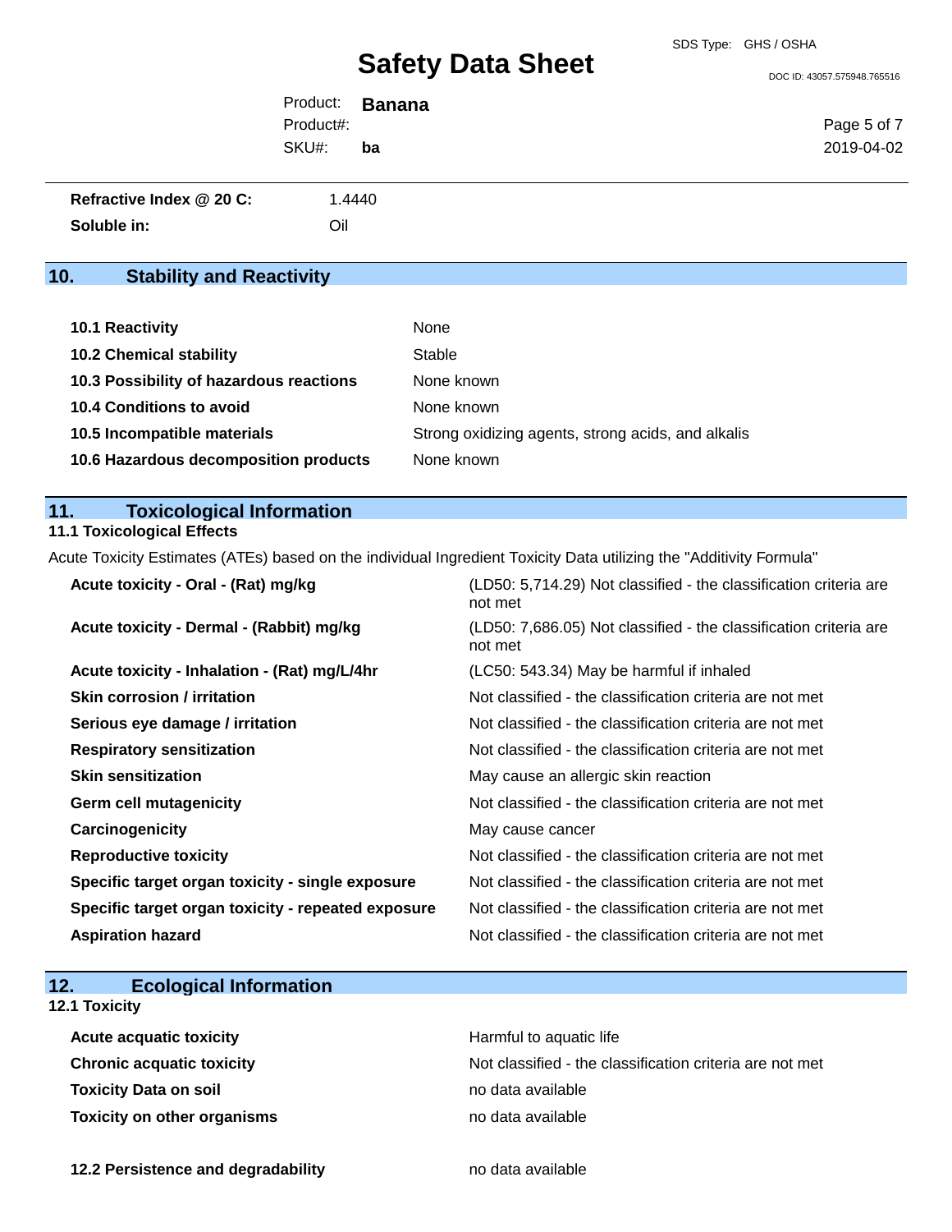| | |
|---|---|
| **Refractive Index @ 20 C:** | 1.4440 |
| **Soluble in:** | Oil |

## 10. Stability and Reactivity

| | |
|---|---|
| **10.1 Reactivity** | None |
| **10.2 Chemical stability** | Stable |
| **10.3 Possibility of hazardous reactions** | None known |
| **10.4 Conditions to avoid** | None known |
| **10.5 Incompatible materials** | Strong oxidizing agents, strong acids, and alkalis |
| **10.6 Hazardous decomposition products** | None known |

## 11. Toxicological Information

### 11.1 Toxicological Effects

Acute Toxicity Estimates (ATEs) based on the individual Ingredient Toxicity Data utilizing the "Additivity Formula"

| | |
|---|---|
| **Acute toxicity - Oral - (Rat) mg/kg** | (LD50: 5,714.29) Not classified - the classification criteria are not met |
| **Acute toxicity - Dermal - (Rabbit) mg/kg** | (LD50: 7,686.05) Not classified - the classification criteria are not met |
| **Acute toxicity - Inhalation - (Rat) mg/L/4hr** | (LC50: 543.34) May be harmful if inhaled |
| **Skin corrosion / irritation** | Not classified - the classification criteria are not met |
| **Serious eye damage / irritation** | Not classified - the classification criteria are not met |
| **Respiratory sensitization** | Not classified - the classification criteria are not met |
| **Skin sensitization** | May cause an allergic skin reaction |
| **Germ cell mutagenicity** | Not classified - the classification criteria are not met |
| **Carcinogenicity** | May cause cancer |
| **Reproductive toxicity** | Not classified - the classification criteria are not met |
| **Specific target organ toxicity - single exposure** | Not classified - the classification criteria are not met |
| **Specific target organ toxicity - repeated exposure** | Not classified - the classification criteria are not met |
| **Aspiration hazard** | Not classified - the classification criteria are not met |

## 12. Ecological Information

### 12.1 Toxicity

| | |
|---|---|
| **Acute acquatic toxicity** | Harmful to aquatic life |
| **Chronic acquatic toxicity** | Not classified - the classification criteria are not met |
| **Toxicity Data on soil** | no data available |
| **Toxicity on other organisms** | no data available |

| | |
|---|---|
| **12.2 Persistence and degradability** | no data available |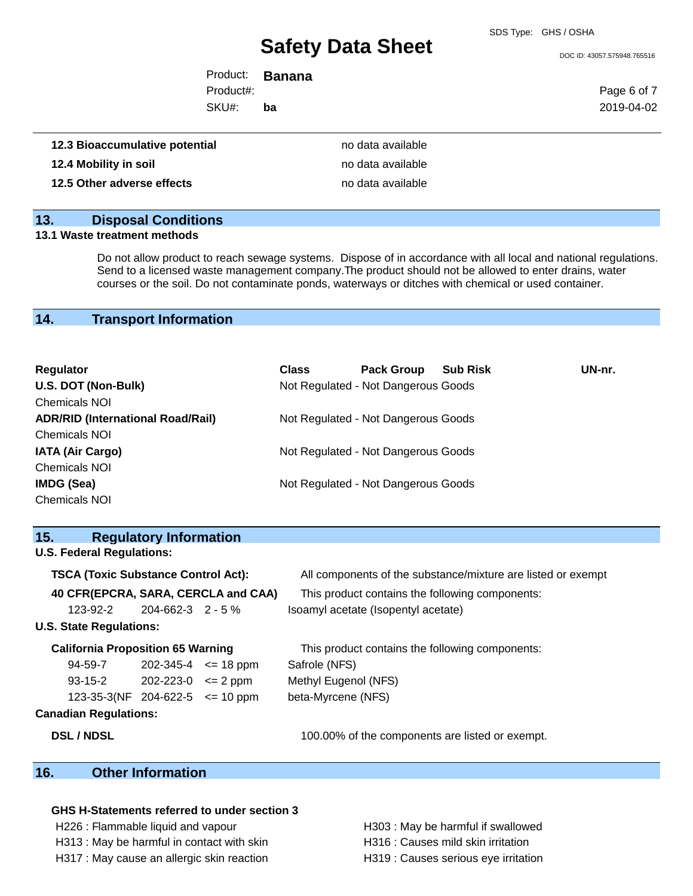| | |
|---|---|
| **12.3 Bioaccumulative potential** | no data available |
| **12.4 Mobility in soil** | no data available |
| **12.5 Other adverse effects** | no data available |

## 13. Disposal Conditions

**13.1 Waste treatment methods**

Do not allow product to reach sewage systems. Dispose of in accordance with all local and national regulations. Send to a licensed waste management company.The product should not be allowed to enter drains, water courses or the soil. Do not contaminate ponds, waterways or ditches with chemical or used container.

## 14. Transport Information

| Regulator | Class | Pack Group | Sub Risk | UN-nr. |
|---|---|---|---|---|
| **U.S. DOT (Non-Bulk)** Chemicals NOI | Not Regulated - Not Dangerous Goods | | | |
| **ADR/RID (International Road/Rail)** Chemicals NOI | Not Regulated - Not Dangerous Goods | | | |
| **IATA (Air Cargo)** Chemicals NOI | Not Regulated - Not Dangerous Goods | | | |
| **IMDG (Sea)** Chemicals NOI | Not Regulated - Not Dangerous Goods | | | |

## 15. Regulatory Information

**U.S. Federal Regulations:**

**TSCA (Toxic Substance Control Act):** All components of the substance/mixture are listed or exempt

**40 CFR(EPCRA, SARA, CERCLA and CAA)** This product contains the following components:

| | | | |
|---|---|---|---|
| 123-92-2 | 204-662-3 | 2 - 5 % | Isoamyl acetate (Isopentyl acetate) |

**U.S. State Regulations:**

**California Proposition 65 Warning** This product contains the following components:

| | | | |
|---|---|---|---|
| 94-59-7 | 202-345-4 | <= 18 ppm | Safrole (NFS) |
| 93-15-2 | 202-223-0 | <= 2 ppm | Methyl Eugenol (NFS) |
| 123-35-3(NF | 204-622-5 | <= 10 ppm | beta-Myrcene (NFS) |

**Canadian Regulations:**

**DSL / NDSL** 100.00% of the components are listed or exempt.

## 16. Other Information

**GHS H-Statements referred to under section 3**

H226 : Flammable liquid and vapour
H313 : May be harmful in contact with skin
H317 : May cause an allergic skin reaction
H303 : May be harmful if swallowed
H316 : Causes mild skin irritation
H319 : Causes serious eye irritation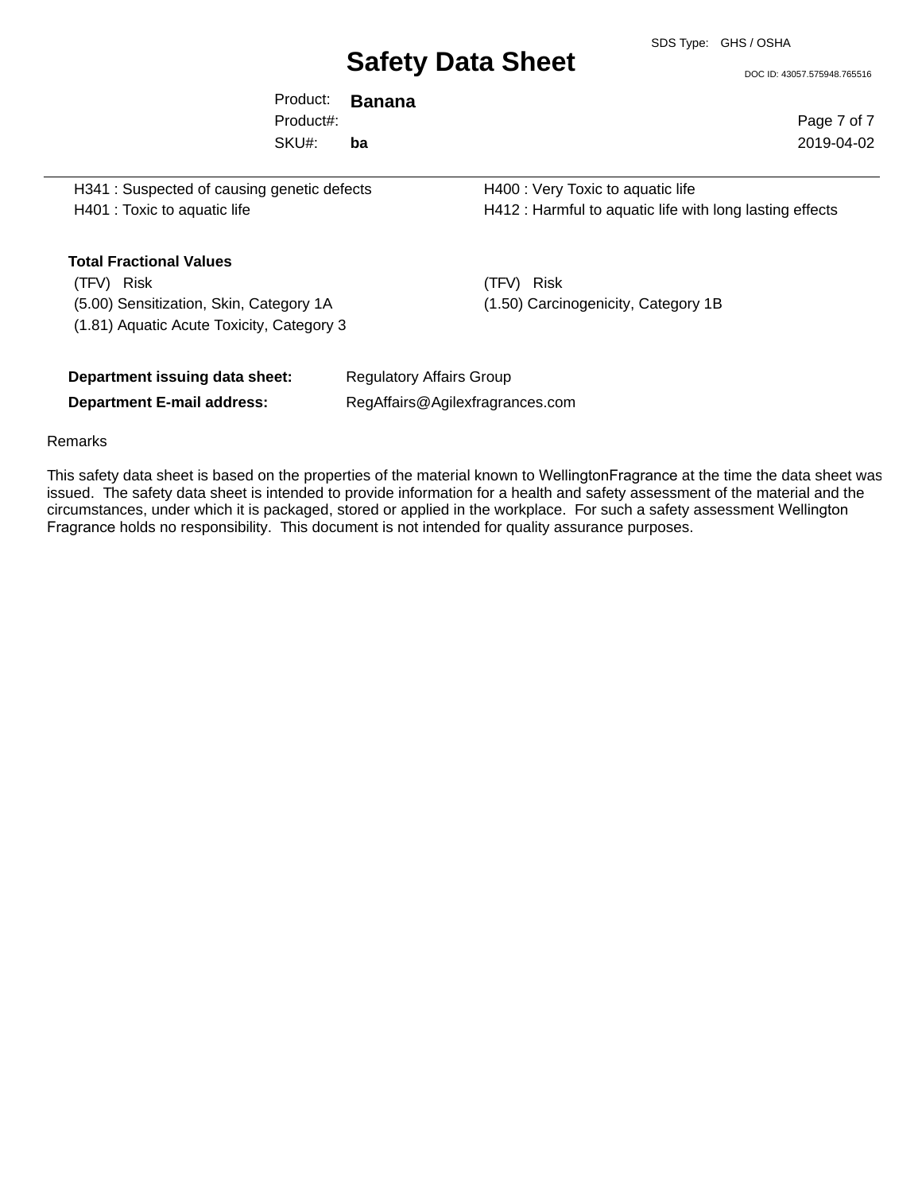H341 : Suspected of causing genetic defects

H400 : Very Toxic to aquatic life

H401 : Toxic to aquatic life

H412 : Harmful to aquatic life with long lasting effects

**Total Fractional Values**

| (TFV) Risk | (TFV) Risk |
|---|---|
| (5.00) Sensitization, Skin, Category 1A | (1.50) Carcinogenicity, Category 1B |
| (1.81) Aquatic Acute Toxicity, Category 3 | |

**Department issuing data sheet:** Regulatory Affairs Group

**Department E-mail address:** RegAffairs@Agilexfragrances.com

Remarks

This safety data sheet is based on the properties of the material known to WellingtonFragrance at the time the data sheet was issued. The safety data sheet is intended to provide information for a health and safety assessment of the material and the circumstances, under which it is packaged, stored or applied in the workplace. For such a safety assessment Wellington Fragrance holds no responsibility. This document is not intended for quality assurance purposes.